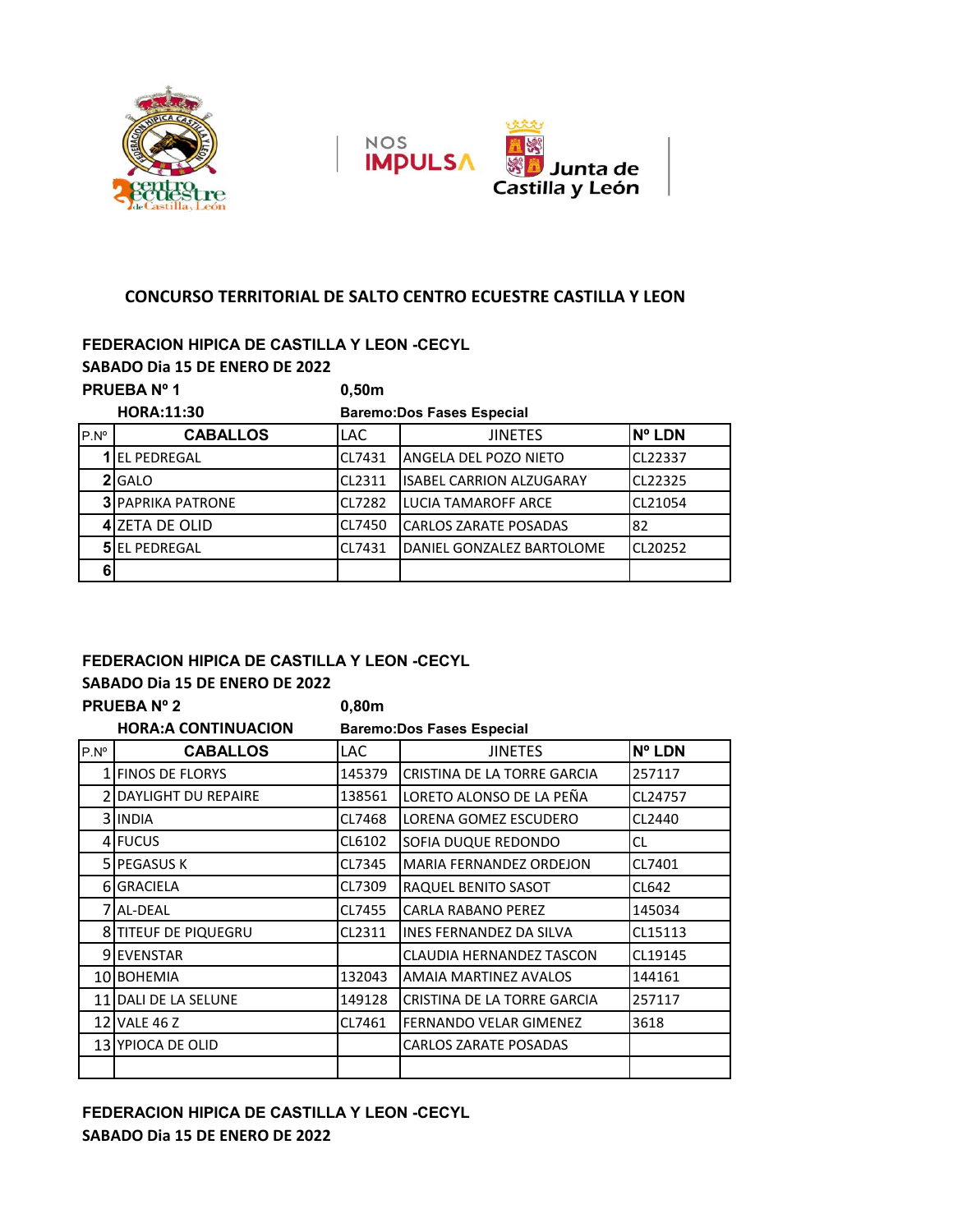## CONCURSO TERRITORIAL DE SALTO CENTRO ECUESTRE CASTILLA Y LEON

**FEDERACION HIPICA DE CASTILLA Y LEON -CECYL**

**SABADO Dia 15 DE ENERO DE 2022**

**PRUEBA Nº 1** **0,50m**

**HORA:11:30** **Baremo:Dos Fases Especial**

| P.Nº | CABALLOS | LAC | JINETES | Nº LDN |
|---|---|---|---|---|
| 1 | EL PEDREGAL | CL7431 | ANGELA DEL POZO NIETO | CL22337 |
| 2 | GALO | CL2311 | ISABEL CARRION ALZUGARAY | CL22325 |
| 3 | PAPRIKA PATRONE | CL7282 | LUCIA TAMAROFF ARCE | CL21054 |
| 4 | ZETA DE OLID | CL7450 | CARLOS ZARATE POSADAS | 82 |
| 5 | EL PEDREGAL | CL7431 | DANIEL GONZALEZ BARTOLOME | CL20252 |
| 6 | | | | |

**FEDERACION HIPICA DE CASTILLA Y LEON -CECYL**

**SABADO Dia 15 DE ENERO DE 2022**

**PRUEBA Nº 2** **0,80m**

**HORA:A CONTINUACION** **Baremo:Dos Fases Especial**

| P.Nº | CABALLOS | LAC | JINETES | Nº LDN |
|---|---|---|---|---|
| 1 | FINOS DE FLORYS | 145379 | CRISTINA DE LA TORRE GARCIA | 257117 |
| 2 | DAYLIGHT DU REPAIRE | 138561 | LORETO ALONSO DE LA PEÑA | CL24757 |
| 3 | INDIA | CL7468 | LORENA GOMEZ ESCUDERO | CL2440 |
| 4 | FUCUS | CL6102 | SOFIA DUQUE REDONDO | CL |
| 5 | PEGASUS K | CL7345 | MARIA FERNANDEZ ORDEJON | CL7401 |
| 6 | GRACIELA | CL7309 | RAQUEL BENITO SASOT | CL642 |
| 7 | AL-DEAL | CL7455 | CARLA RABANO PEREZ | 145034 |
| 8 | TITEUF DE PIQUEGRU | CL2311 | INES FERNANDEZ DA SILVA | CL15113 |
| 9 | EVENSTAR | | CLAUDIA HERNANDEZ TASCON | CL19145 |
| 10 | BOHEMIA | 132043 | AMAIA MARTINEZ AVALOS | 144161 |
| 11 | DALI DE LA SELUNE | 149128 | CRISTINA DE LA TORRE GARCIA | 257117 |
| 12 | VALE 46 Z | CL7461 | FERNANDO VELAR GIMENEZ | 3618 |
| 13 | YPIOCA DE OLID | | CARLOS ZARATE POSADAS | |
| | | | | |

**FEDERACION HIPICA DE CASTILLA Y LEON -CECYL**

**SABADO Dia 15 DE ENERO DE 2022**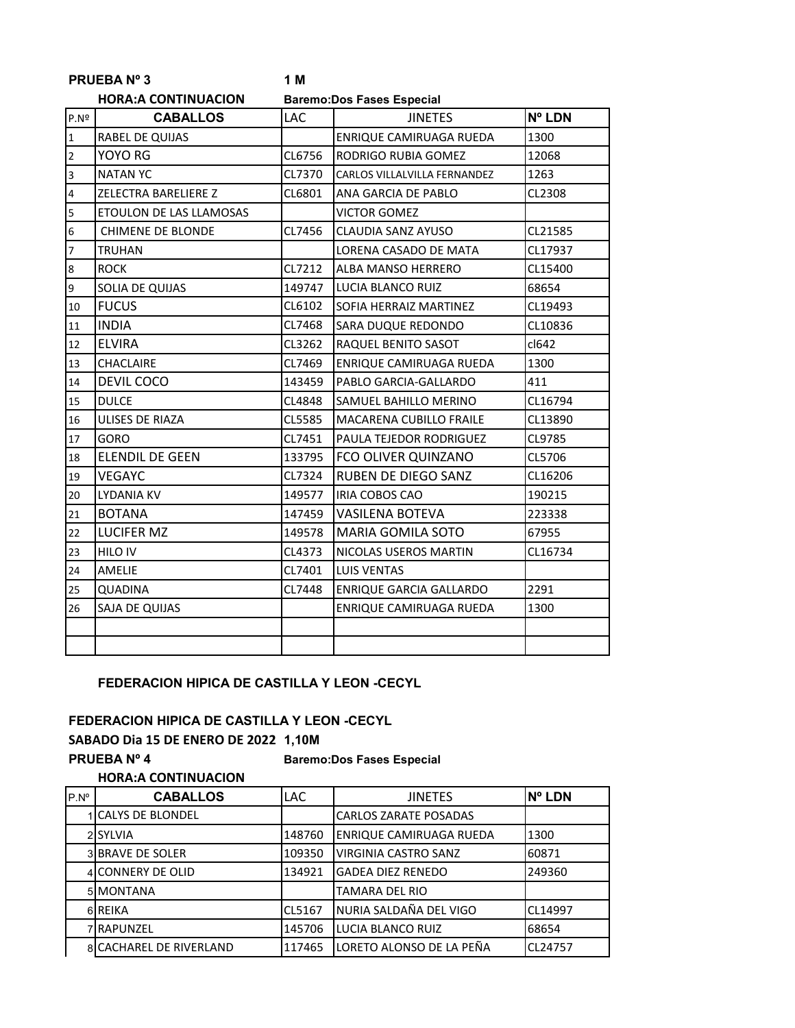**PRUEBA Nº 3** **1 M**

**HORA:A CONTINUACION** **Baremo:Dos Fases Especial**

| P.Nº | CABALLOS | LAC | JINETES | Nº LDN |
|---|---|---|---|---|
| 1 | RABEL DE QUIJAS | | ENRIQUE CAMIRUAGA RUEDA | 1300 |
| 2 | YOYO RG | CL6756 | RODRIGO RUBIA GOMEZ | 12068 |
| 3 | NATAN YC | CL7370 | CARLOS VILLALVILLA FERNANDEZ | 1263 |
| 4 | ZELECTRA BARELIERE Z | CL6801 | ANA GARCIA DE PABLO | CL2308 |
| 5 | ETOULON DE LAS LLAMOSAS | | VICTOR GOMEZ | |
| 6 | CHIMENE DE BLONDE | CL7456 | CLAUDIA SANZ AYUSO | CL21585 |
| 7 | TRUHAN | | LORENA CASADO DE MATA | CL17937 |
| 8 | ROCK | CL7212 | ALBA MANSO HERRERO | CL15400 |
| 9 | SOLIA DE QUIJAS | 149747 | LUCIA BLANCO RUIZ | 68654 |
| 10 | FUCUS | CL6102 | SOFIA HERRAIZ MARTINEZ | CL19493 |
| 11 | INDIA | CL7468 | SARA DUQUE REDONDO | CL10836 |
| 12 | ELVIRA | CL3262 | RAQUEL BENITO SASOT | cl642 |
| 13 | CHACLAIRE | CL7469 | ENRIQUE CAMIRUAGA RUEDA | 1300 |
| 14 | DEVIL COCO | 143459 | PABLO GARCIA-GALLARDO | 411 |
| 15 | DULCE | CL4848 | SAMUEL BAHILLO MERINO | CL16794 |
| 16 | ULISES DE RIAZA | CL5585 | MACARENA CUBILLO FRAILE | CL13890 |
| 17 | GORO | CL7451 | PAULA TEJEDOR RODRIGUEZ | CL9785 |
| 18 | ELENDIL DE GEEN | 133795 | FCO OLIVER QUINZANO | CL5706 |
| 19 | VEGAYC | CL7324 | RUBEN DE DIEGO SANZ | CL16206 |
| 20 | LYDANIA KV | 149577 | IRIA COBOS CAO | 190215 |
| 21 | BOTANA | 147459 | VASILENA BOTEVA | 223338 |
| 22 | LUCIFER MZ | 149578 | MARIA GOMILA SOTO | 67955 |
| 23 | HILO IV | CL4373 | NICOLAS USEROS MARTIN | CL16734 |
| 24 | AMELIE | CL7401 | LUIS VENTAS | |
| 25 | QUADINA | CL7448 | ENRIQUE GARCIA GALLARDO | 2291 |
| 26 | SAJA DE QUIJAS | | ENRIQUE CAMIRUAGA RUEDA | 1300 |
| | | | | |
| | | | | |

**FEDERACION HIPICA DE CASTILLA Y LEON -CECYL**

**FEDERACION HIPICA DE CASTILLA Y LEON -CECYL**

**SABADO Dia 15 DE ENERO DE 2022 1,10M**

**PRUEBA Nº 4** **Baremo:Dos Fases Especial**

**HORA:A CONTINUACION**

| P.Nº | CABALLOS | LAC | JINETES | Nº LDN |
|---|---|---|---|---|
| 1 | CALYS DE BLONDEL | | CARLOS ZARATE POSADAS | |
| 2 | SYLVIA | 148760 | ENRIQUE CAMIRUAGA RUEDA | 1300 |
| 3 | BRAVE DE SOLER | 109350 | VIRGINIA CASTRO SANZ | 60871 |
| 4 | CONNERY DE OLID | 134921 | GADEA DIEZ RENEDO | 249360 |
| 5 | MONTANA | | TAMARA DEL RIO | |
| 6 | REIKA | CL5167 | NURIA SALDAÑA DEL VIGO | CL14997 |
| 7 | RAPUNZEL | 145706 | LUCIA BLANCO RUIZ | 68654 |
| 8 | CACHAREL DE RIVERLAND | 117465 | LORETO ALONSO DE LA PEÑA | CL24757 |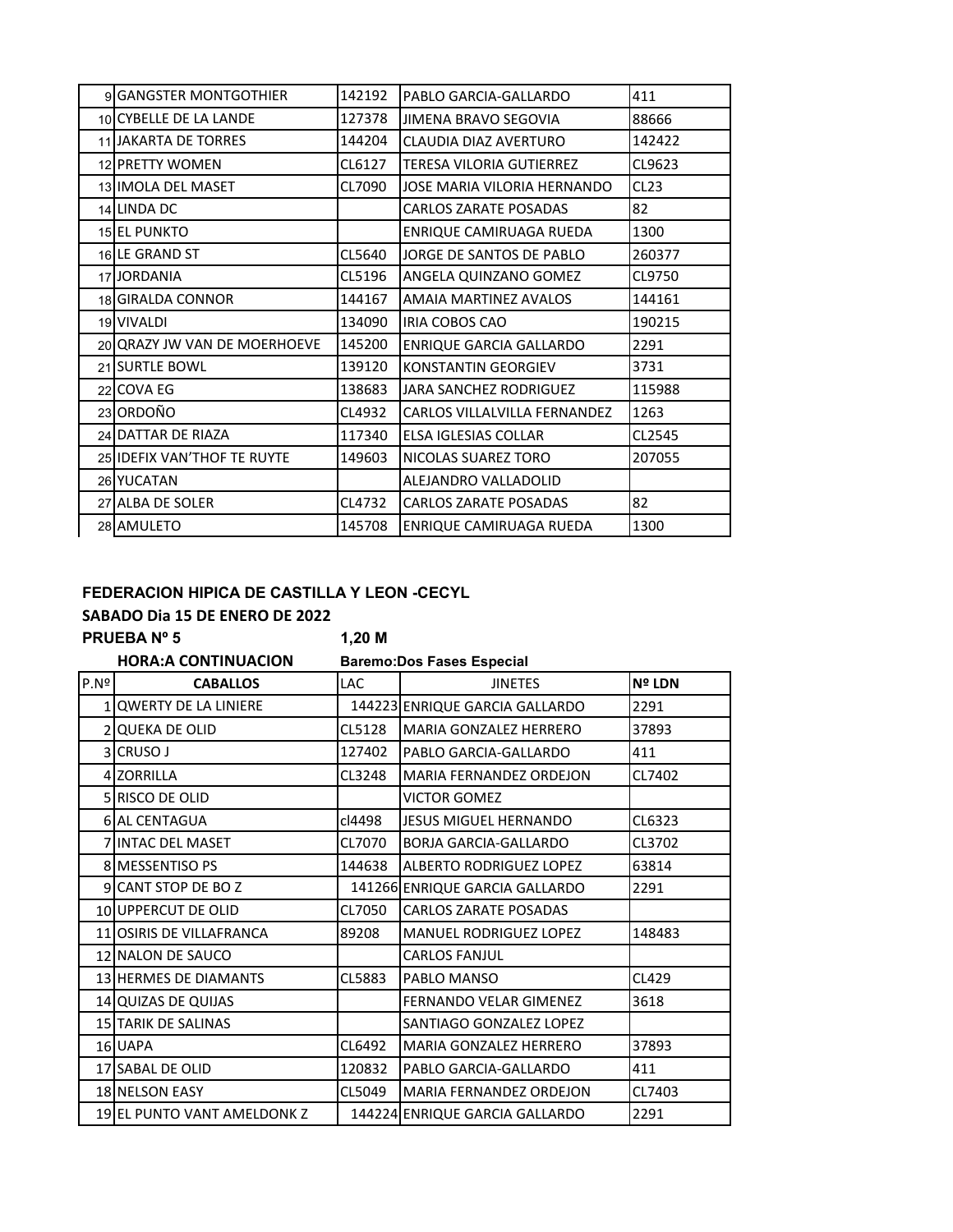| | | | | |
|---|---|---|---|---|
| 9 | GANGSTER MONTGOTHIER | 142192 | PABLO GARCIA-GALLARDO | 411 |
| 10 | CYBELLE DE LA LANDE | 127378 | JIMENA BRAVO SEGOVIA | 88666 |
| 11 | JAKARTA DE TORRES | 144204 | CLAUDIA DIAZ AVERTURO | 142422 |
| 12 | PRETTY WOMEN | CL6127 | TERESA VILORIA GUTIERREZ | CL9623 |
| 13 | IMOLA DEL MASET | CL7090 | JOSE MARIA VILORIA HERNANDO | CL23 |
| 14 | LINDA DC | | CARLOS ZARATE POSADAS | 82 |
| 15 | EL PUNKTO | | ENRIQUE CAMIRUAGA RUEDA | 1300 |
| 16 | LE GRAND ST | CL5640 | JORGE DE SANTOS DE PABLO | 260377 |
| 17 | JORDANIA | CL5196 | ANGELA QUINZANO GOMEZ | CL9750 |
| 18 | GIRALDA CONNOR | 144167 | AMAIA MARTINEZ AVALOS | 144161 |
| 19 | VIVALDI | 134090 | IRIA COBOS CAO | 190215 |
| 20 | QRAZY JW VAN DE MOERHOEVE | 145200 | ENRIQUE GARCIA GALLARDO | 2291 |
| 21 | SURTLE BOWL | 139120 | KONSTANTIN GEORGIEV | 3731 |
| 22 | COVA EG | 138683 | JARA SANCHEZ RODRIGUEZ | 115988 |
| 23 | ORDOÑO | CL4932 | CARLOS VILLALVILLA FERNANDEZ | 1263 |
| 24 | DATTAR DE RIAZA | 117340 | ELSA IGLESIAS COLLAR | CL2545 |
| 25 | IDEFIX VAN'THOF TE RUYTE | 149603 | NICOLAS SUAREZ TORO | 207055 |
| 26 | YUCATAN | | ALEJANDRO VALLADOLID | |
| 27 | ALBA DE SOLER | CL4732 | CARLOS ZARATE POSADAS | 82 |
| 28 | AMULETO | 145708 | ENRIQUE CAMIRUAGA RUEDA | 1300 |

**FEDERACION HIPICA DE CASTILLA Y LEON -CECYL**

**SABADO Dia 15 DE ENERO DE 2022**

**PRUEBA Nº 5** **1,20 M**

**HORA:A CONTINUACION** **Baremo:Dos Fases Especial**

| P.Nº | CABALLOS | LAC | JINETES | Nº LDN |
|---|---|---|---|---|
| 1 | QWERTY DE LA LINIERE | 144223 | ENRIQUE GARCIA GALLARDO | 2291 |
| 2 | QUEKA DE OLID | CL5128 | MARIA GONZALEZ HERRERO | 37893 |
| 3 | CRUSO J | 127402 | PABLO GARCIA-GALLARDO | 411 |
| 4 | ZORRILLA | CL3248 | MARIA FERNANDEZ ORDEJON | CL7402 |
| 5 | RISCO DE OLID | | VICTOR GOMEZ | |
| 6 | AL CENTAGUA | cl4498 | JESUS MIGUEL HERNANDO | CL6323 |
| 7 | INTAC DEL MASET | CL7070 | BORJA GARCIA-GALLARDO | CL3702 |
| 8 | MESSENTISO PS | 144638 | ALBERTO RODRIGUEZ LOPEZ | 63814 |
| 9 | CANT STOP DE BO Z | 141266 | ENRIQUE GARCIA GALLARDO | 2291 |
| 10 | UPPERCUT DE OLID | CL7050 | CARLOS ZARATE POSADAS | |
| 11 | OSIRIS DE VILLAFRANCA | 89208 | MANUEL RODRIGUEZ LOPEZ | 148483 |
| 12 | NALON DE SAUCO | | CARLOS FANJUL | |
| 13 | HERMES DE DIAMANTS | CL5883 | PABLO MANSO | CL429 |
| 14 | QUIZAS DE QUIJAS | | FERNANDO VELAR GIMENEZ | 3618 |
| 15 | TARIK DE SALINAS | | SANTIAGO GONZALEZ LOPEZ | |
| 16 | UAPA | CL6492 | MARIA GONZALEZ HERRERO | 37893 |
| 17 | SABAL DE OLID | 120832 | PABLO GARCIA-GALLARDO | 411 |
| 18 | NELSON EASY | CL5049 | MARIA FERNANDEZ ORDEJON | CL7403 |
| 19 | EL PUNTO VANT AMELDONK Z | 144224 | ENRIQUE GARCIA GALLARDO | 2291 |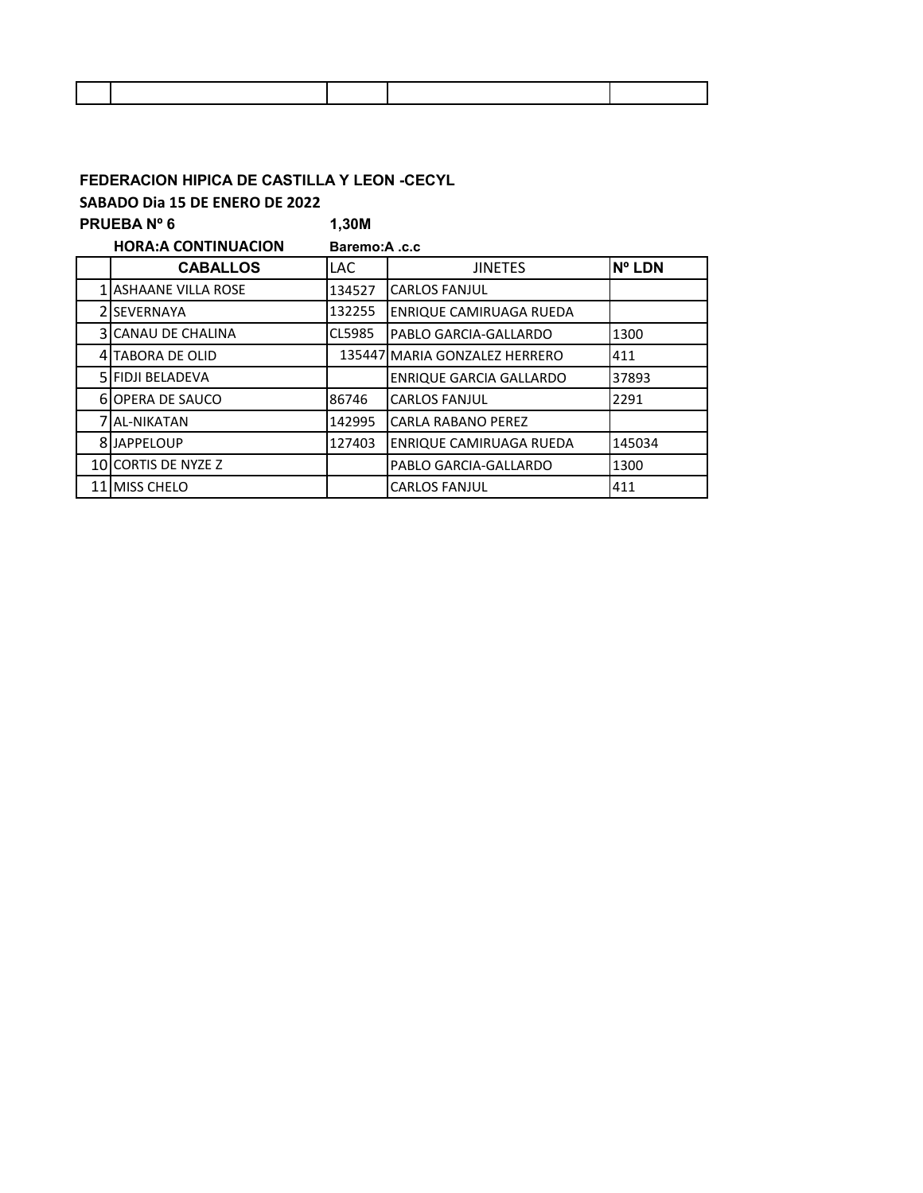| | | | | |
|---|---|---|---|---|
| | | | | |

**FEDERACION HIPICA DE CASTILLA Y LEON -CECYL**

**SABADO Dia 15 DE ENERO DE 2022**

**PRUEBA Nº 6** **1,30M**

**HORA:A CONTINUACION** **Baremo:A .c.c**

| | CABALLOS | LAC | JINETES | Nº LDN |
|---|---|---|---|---|
| 1 | ASHAANE VILLA ROSE | 134527 | CARLOS FANJUL | |
| 2 | SEVERNAYA | 132255 | ENRIQUE CAMIRUAGA RUEDA | |
| 3 | CANAU DE CHALINA | CL5985 | PABLO GARCIA-GALLARDO | 1300 |
| 4 | TABORA DE OLID | 135447 | MARIA GONZALEZ HERRERO | 411 |
| 5 | FIDJI BELADEVA | | ENRIQUE GARCIA GALLARDO | 37893 |
| 6 | OPERA DE SAUCO | 86746 | CARLOS FANJUL | 2291 |
| 7 | AL-NIKATAN | 142995 | CARLA RABANO PEREZ | |
| 8 | JAPPELOUP | 127403 | ENRIQUE CAMIRUAGA RUEDA | 145034 |
| 10 | CORTIS DE NYZE Z | | PABLO GARCIA-GALLARDO | 1300 |
| 11 | MISS CHELO | | CARLOS FANJUL | 411 |